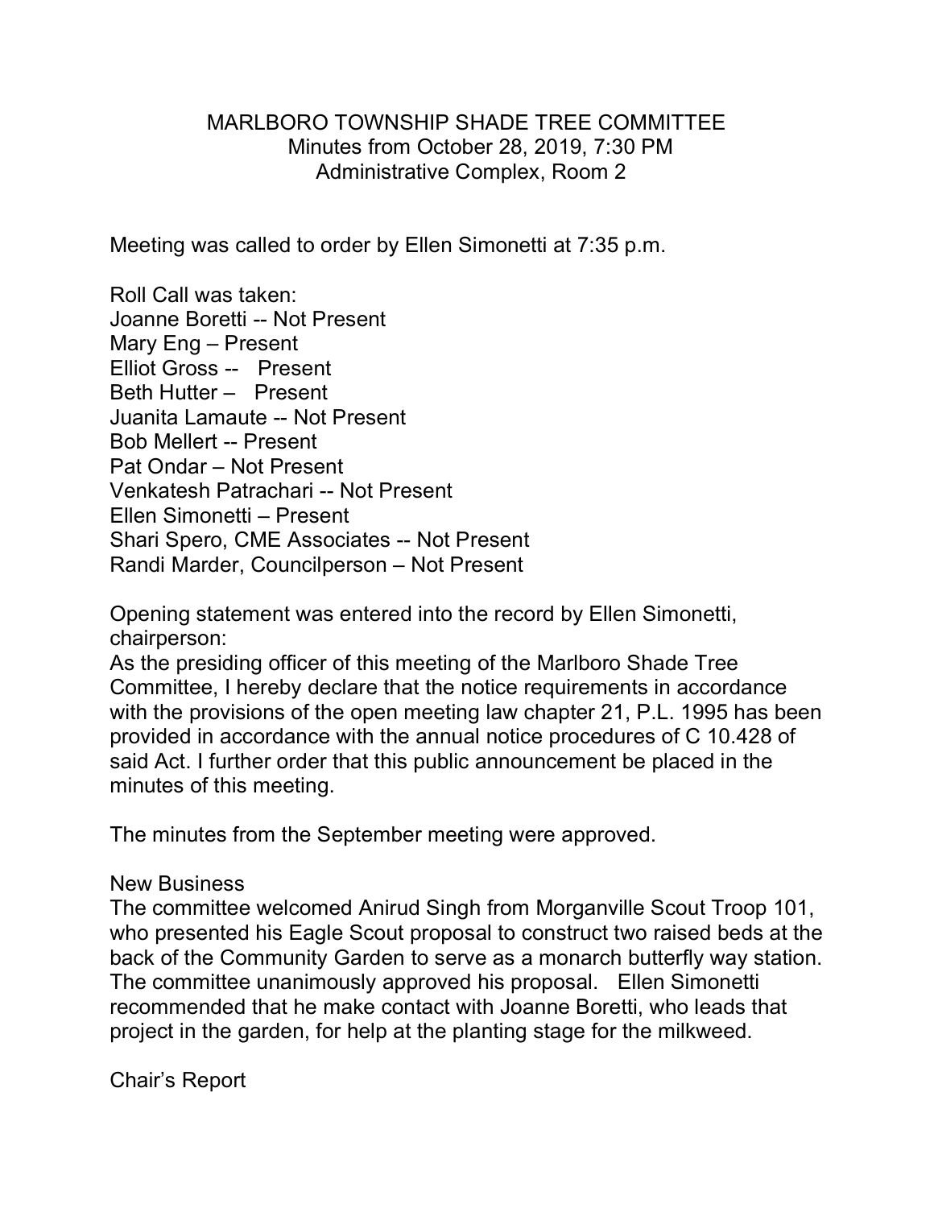# MARLBORO TOWNSHIP SHADE TREE COMMITTEE

Minutes from October 28, 2019, 7:30 PM

Administrative Complex, Room 2

Meeting was called to order by Ellen Simonetti at 7:35 p.m.

Roll Call was taken:

Joanne Boretti -- Not Present

Mary Eng – Present

Elliot Gross -- Present

Beth Hutter – Present

Juanita Lamaute -- Not Present

Bob Mellert -- Present

Pat Ondar – Not Present

Venkatesh Patrachari -- Not Present

Ellen Simonetti – Present

Shari Spero, CME Associates -- Not Present

Randi Marder, Councilperson – Not Present

Opening statement was entered into the record by Ellen Simonetti, chairperson:

As the presiding officer of this meeting of the Marlboro Shade Tree Committee, I hereby declare that the notice requirements in accordance with the provisions of the open meeting law chapter 21, P.L. 1995 has been provided in accordance with the annual notice procedures of C 10.428 of said Act. I further order that this public announcement be placed in the minutes of this meeting.

The minutes from the September meeting were approved.

## New Business

The committee welcomed Anirud Singh from Morganville Scout Troop 101, who presented his Eagle Scout proposal to construct two raised beds at the back of the Community Garden to serve as a monarch butterfly way station. The committee unanimously approved his proposal. Ellen Simonetti recommended that he make contact with Joanne Boretti, who leads that project in the garden, for help at the planting stage for the milkweed.

## Chair's Report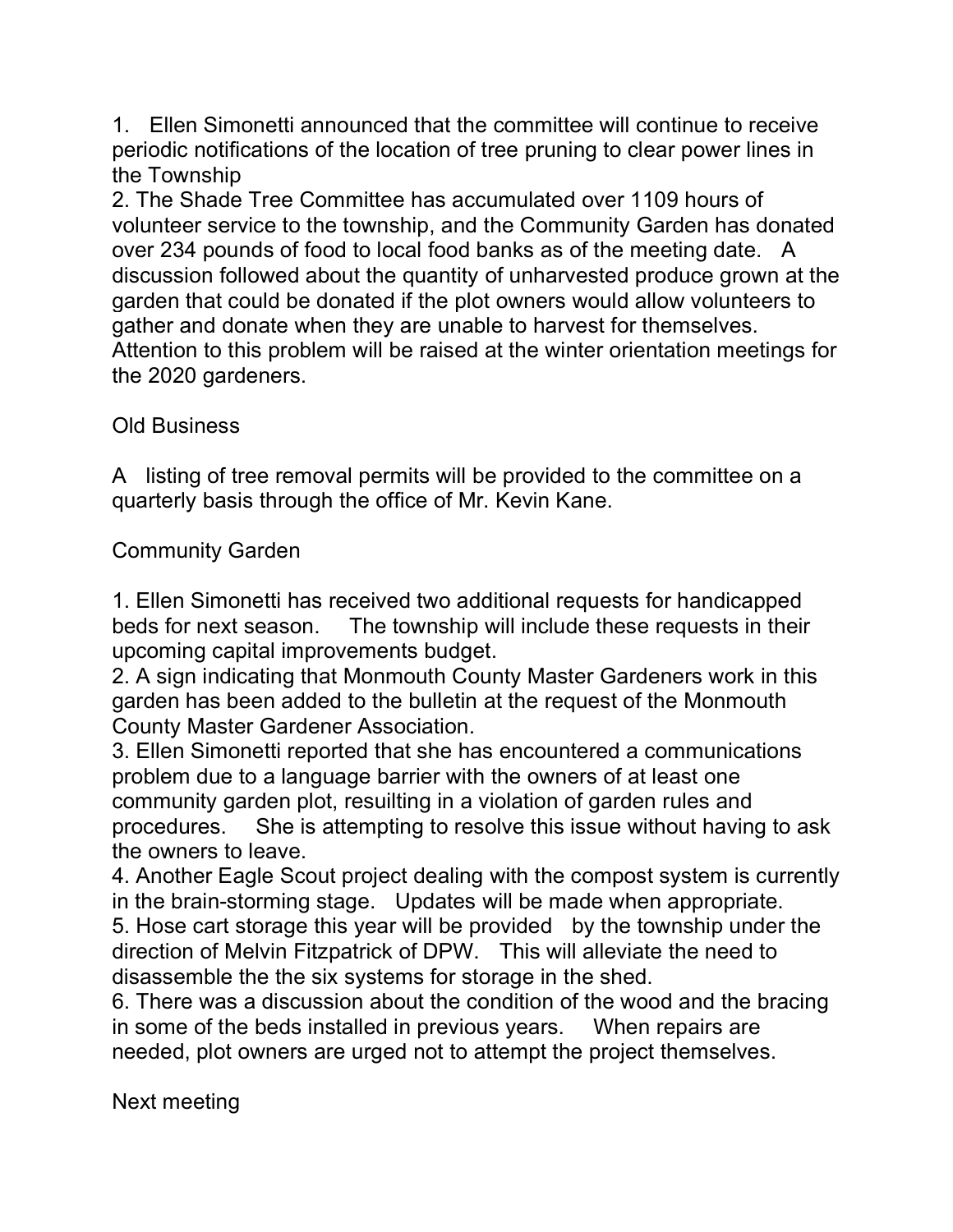1. Ellen Simonetti announced that the committee will continue to receive periodic notifications of the location of tree pruning to clear power lines in the Township
2. The Shade Tree Committee has accumulated over 1109 hours of volunteer service to the township, and the Community Garden has donated over 234 pounds of food to local food banks as of the meeting date. A discussion followed about the quantity of unharvested produce grown at the garden that could be donated if the plot owners would allow volunteers to gather and donate when they are unable to harvest for themselves. Attention to this problem will be raised at the winter orientation meetings for the 2020 gardeners.

Old Business

A listing of tree removal permits will be provided to the committee on a quarterly basis through the office of Mr. Kevin Kane.

Community Garden

1. Ellen Simonetti has received two additional requests for handicapped beds for next season. The township will include these requests in their upcoming capital improvements budget.
2. A sign indicating that Monmouth County Master Gardeners work in this garden has been added to the bulletin at the request of the Monmouth County Master Gardener Association.
3. Ellen Simonetti reported that she has encountered a communications problem due to a language barrier with the owners of at least one community garden plot, resuilting in a violation of garden rules and procedures. She is attempting to resolve this issue without having to ask the owners to leave.
4. Another Eagle Scout project dealing with the compost system is currently in the brain-storming stage. Updates will be made when appropriate.
5. Hose cart storage this year will be provided by the township under the direction of Melvin Fitzpatrick of DPW. This will alleviate the need to disassemble the the six systems for storage in the shed.
6. There was a discussion about the condition of the wood and the bracing in some of the beds installed in previous years. When repairs are needed, plot owners are urged not to attempt the project themselves.

Next meeting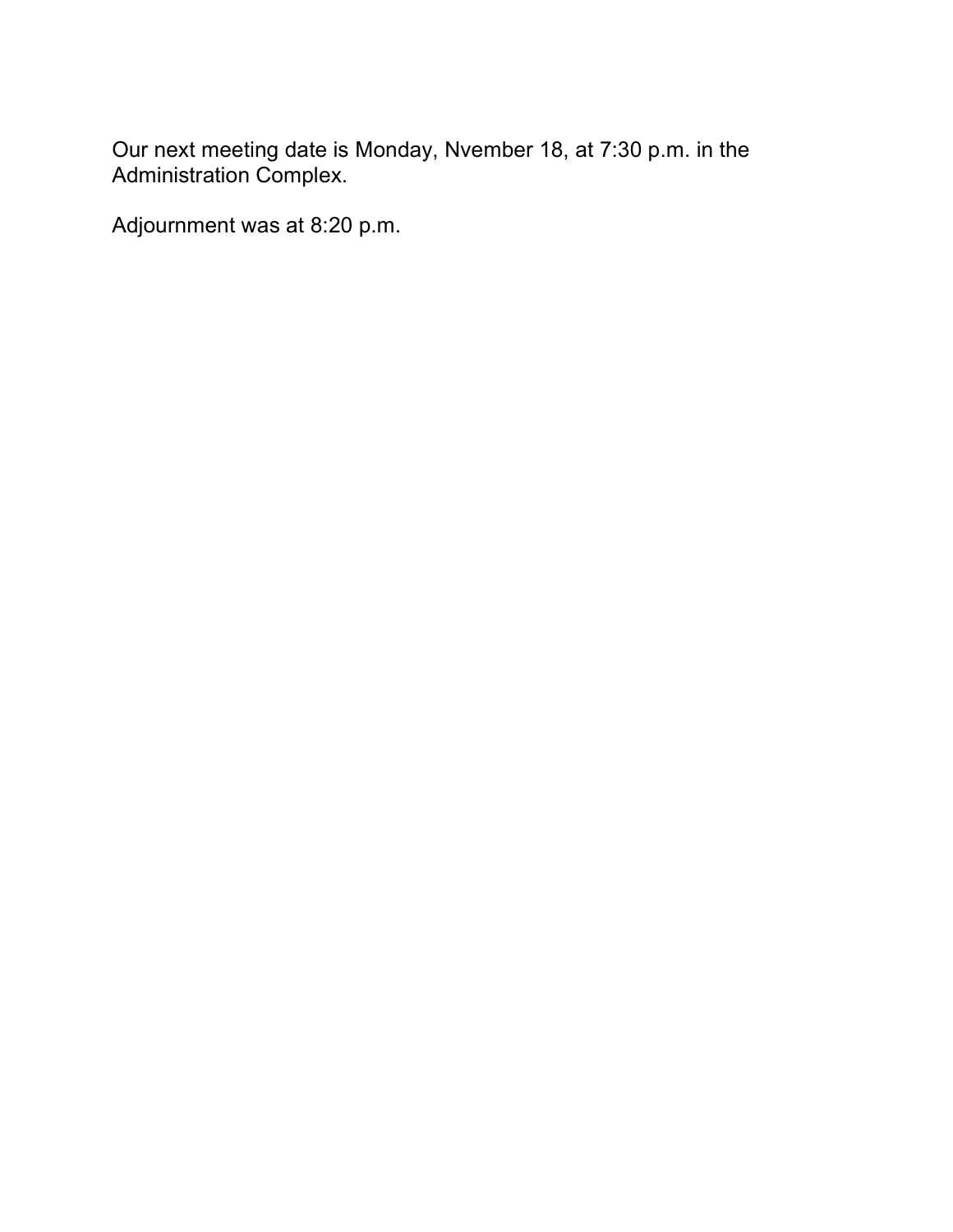Our next meeting date is Monday, Nvember 18, at 7:30 p.m. in the Administration Complex.

Adjournment was at 8:20 p.m.